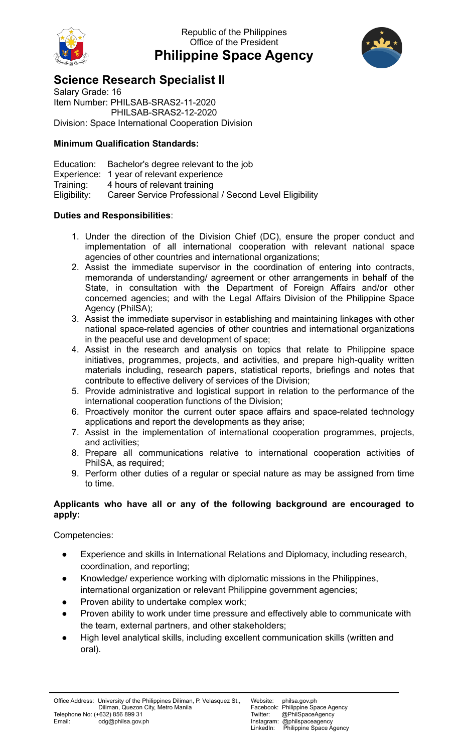Republic of the Philippines
Office of the President

# Philippine Space Agency

## Science Research Specialist II

Salary Grade: 16
Item Number: PHILSAB-SRAS2-11-2020
PHILSAB-SRAS2-12-2020
Division: Space International Cooperation Division

**Minimum Qualification Standards:**

Education: Bachelor's degree relevant to the job
Experience: 1 year of relevant experience
Training: 4 hours of relevant training
Eligibility: Career Service Professional / Second Level Eligibility

**Duties and Responsibilities**:

1. Under the direction of the Division Chief (DC), ensure the proper conduct and implementation of all international cooperation with relevant national space agencies of other countries and international organizations;
2. Assist the immediate supervisor in the coordination of entering into contracts, memoranda of understanding/ agreement or other arrangements in behalf of the State, in consultation with the Department of Foreign Affairs and/or other concerned agencies; and with the Legal Affairs Division of the Philippine Space Agency (PhilSA);
3. Assist the immediate supervisor in establishing and maintaining linkages with other national space-related agencies of other countries and international organizations in the peaceful use and development of space;
4. Assist in the research and analysis on topics that relate to Philippine space initiatives, programmes, projects, and activities, and prepare high-quality written materials including, research papers, statistical reports, briefings and notes that contribute to effective delivery of services of the Division;
5. Provide administrative and logistical support in relation to the performance of the international cooperation functions of the Division;
6. Proactively monitor the current outer space affairs and space-related technology applications and report the developments as they arise;
7. Assist in the implementation of international cooperation programmes, projects, and activities;
8. Prepare all communications relative to international cooperation activities of PhilSA, as required;
9. Perform other duties of a regular or special nature as may be assigned from time to time.

**Applicants who have all or any of the following background are encouraged to apply:**

Competencies:

- Experience and skills in International Relations and Diplomacy, including research, coordination, and reporting;
- Knowledge/ experience working with diplomatic missions in the Philippines, international organization or relevant Philippine government agencies;
- Proven ability to undertake complex work;
- Proven ability to work under time pressure and effectively able to communicate with the team, external partners, and other stakeholders;
- High level analytical skills, including excellent communication skills (written and oral).

Office Address: University of the Philippines Diliman, P. Velasquez St., Diliman, Quezon City, Metro Manila
Telephone No: (+632) 856 899 31
Email: odg@philsa.gov.ph

Website: philsa.gov.ph
Facebook: Philippine Space Agency
Twitter: @PhilSpaceAgency
Instagram: @philspaceagency
LinkedIn: Philippine Space Agency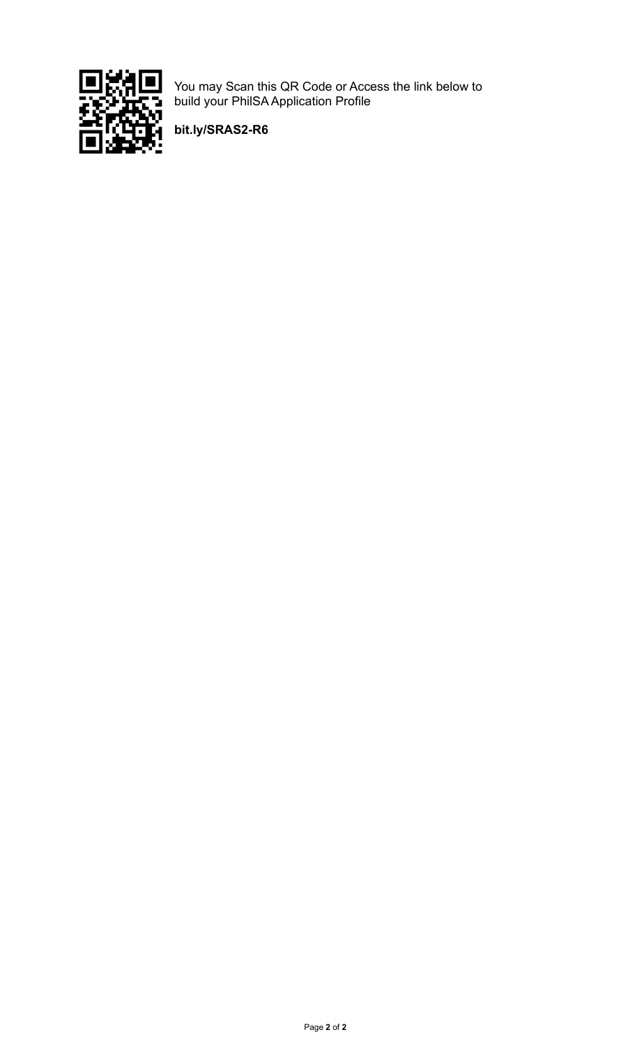You may Scan this QR Code or Access the link below to build your PhilSA Application Profile

**bit.ly/SRAS2-R6**